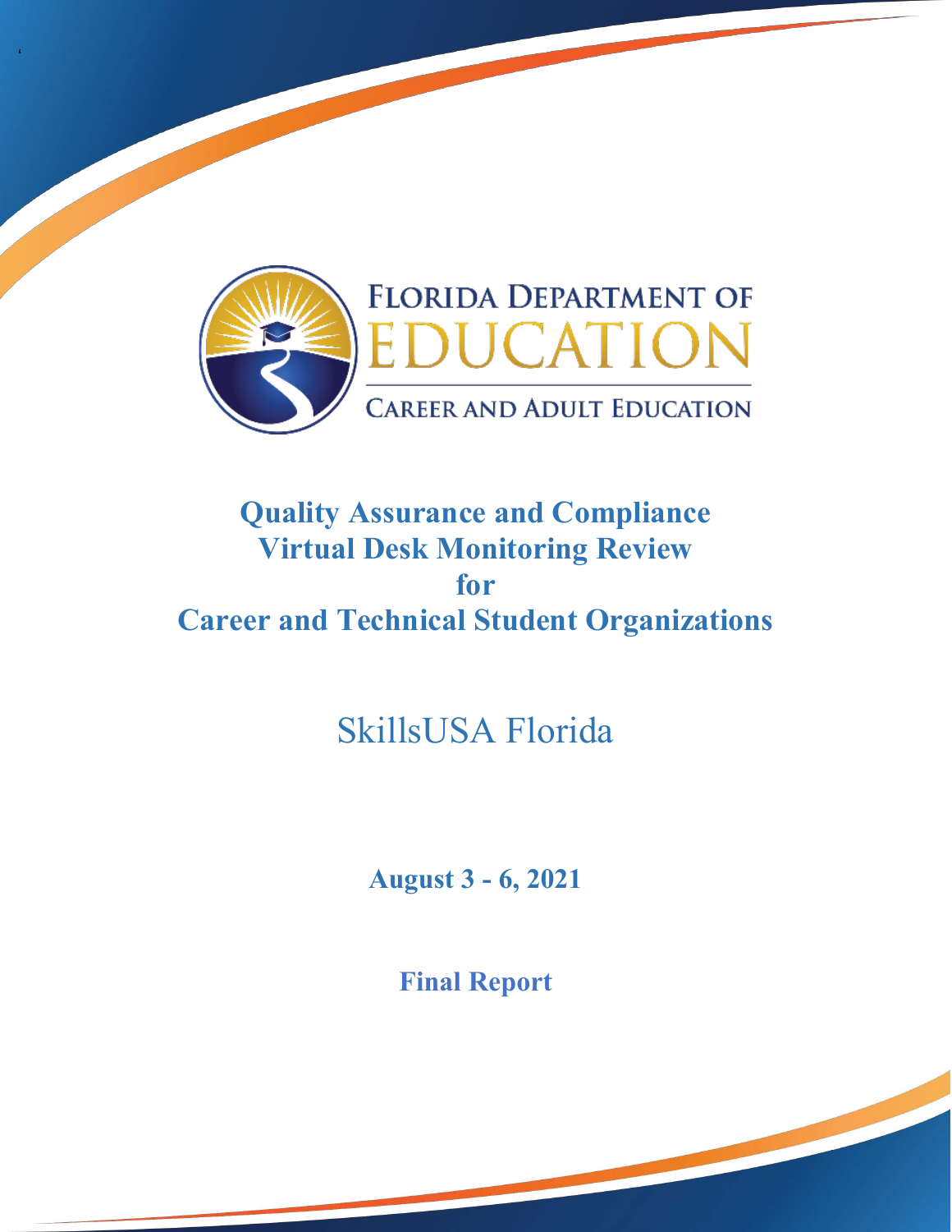FLORIDA DEPARTMENT OF EDUCATION

CAREER AND ADULT EDUCATION

# Quality Assurance and Compliance Virtual Desk Monitoring Review for Career and Technical Student Organizations

## SkillsUSA Florida

**August 3 - 6, 2021**

**Final Report**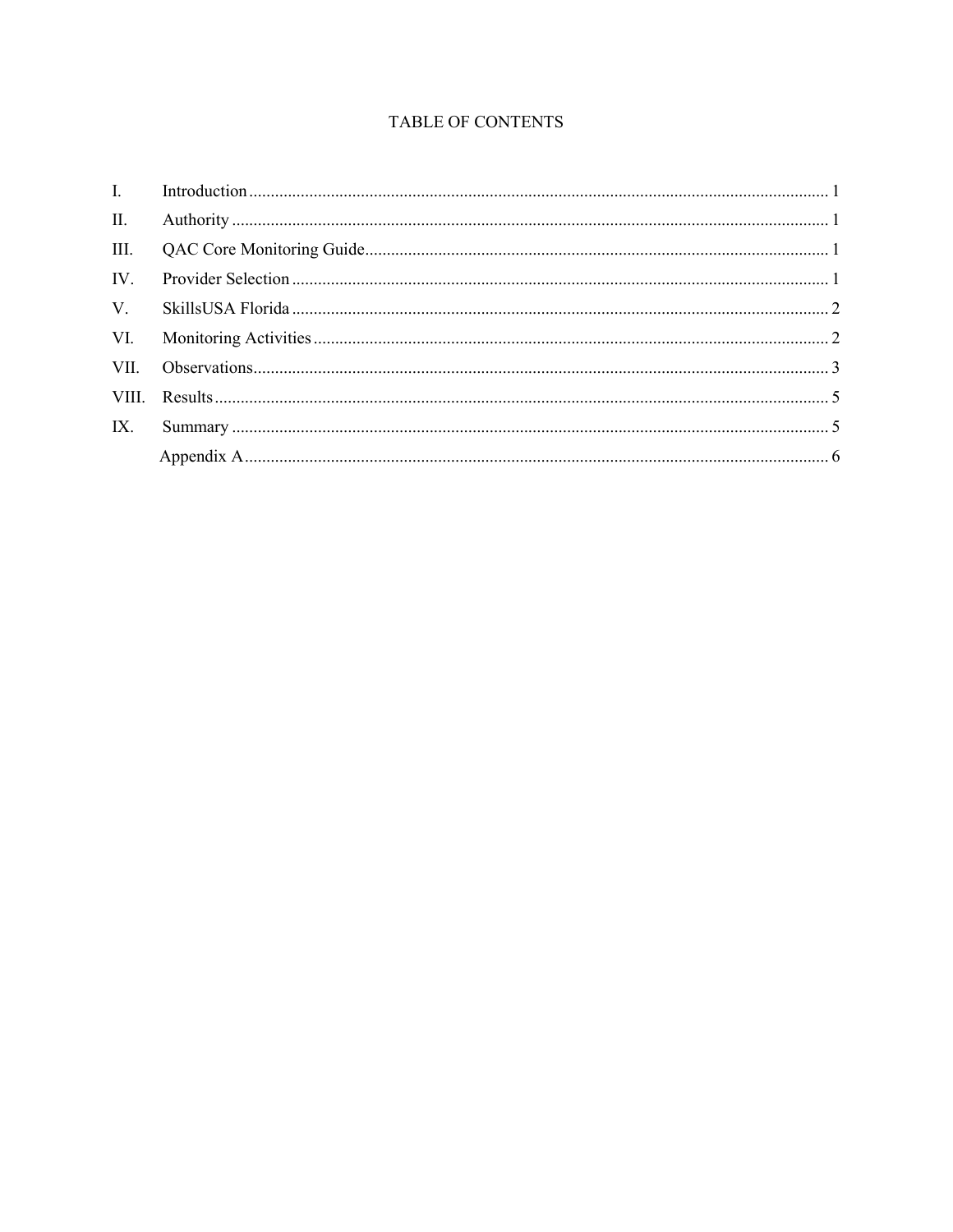# TABLE OF CONTENTS

| | | |
|---|---|---|
| I. | Introduction | 1 |
| II. | Authority | 1 |
| III. | QAC Core Monitoring Guide | 1 |
| IV. | Provider Selection | 1 |
| V. | SkillsUSA Florida | 2 |
| VI. | Monitoring Activities | 2 |
| VII. | Observations | 3 |
| VIII. | Results | 5 |
| IX. | Summary | 5 |
| | Appendix A | 6 |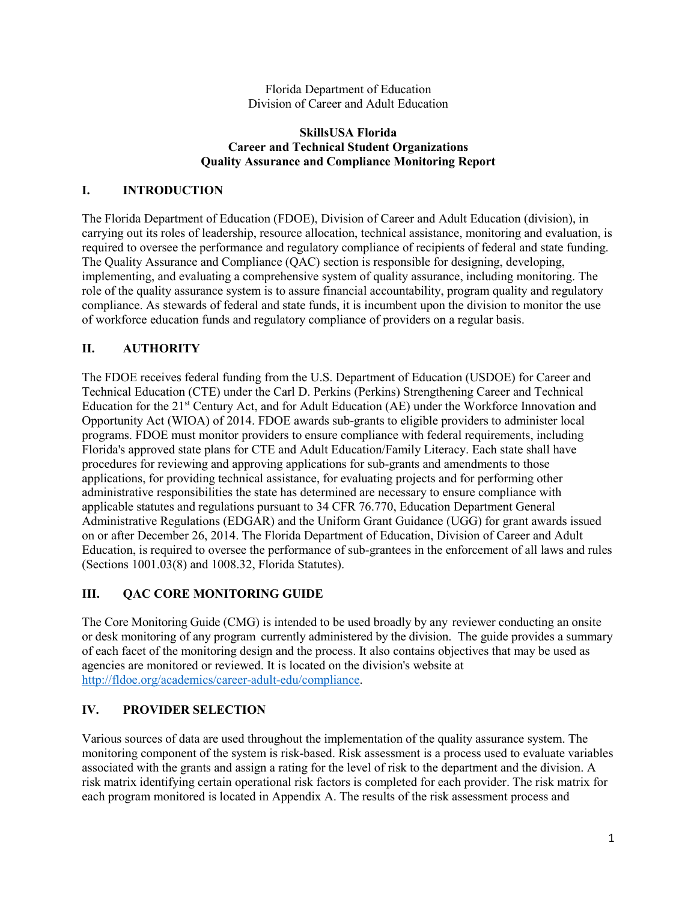Florida Department of Education
Division of Career and Adult Education

**SkillsUSA Florida**
**Career and Technical Student Organizations**
**Quality Assurance and Compliance Monitoring Report**

## I. INTRODUCTION

The Florida Department of Education (FDOE), Division of Career and Adult Education (division), in carrying out its roles of leadership, resource allocation, technical assistance, monitoring and evaluation, is required to oversee the performance and regulatory compliance of recipients of federal and state funding. The Quality Assurance and Compliance (QAC) section is responsible for designing, developing, implementing, and evaluating a comprehensive system of quality assurance, including monitoring. The role of the quality assurance system is to assure financial accountability, program quality and regulatory compliance. As stewards of federal and state funds, it is incumbent upon the division to monitor the use of workforce education funds and regulatory compliance of providers on a regular basis.

## II. AUTHORITY

The FDOE receives federal funding from the U.S. Department of Education (USDOE) for Career and Technical Education (CTE) under the Carl D. Perkins (Perkins) Strengthening Career and Technical Education for the 21st Century Act, and for Adult Education (AE) under the Workforce Innovation and Opportunity Act (WIOA) of 2014. FDOE awards sub-grants to eligible providers to administer local programs. FDOE must monitor providers to ensure compliance with federal requirements, including Florida's approved state plans for CTE and Adult Education/Family Literacy. Each state shall have procedures for reviewing and approving applications for sub-grants and amendments to those applications, for providing technical assistance, for evaluating projects and for performing other administrative responsibilities the state has determined are necessary to ensure compliance with applicable statutes and regulations pursuant to 34 CFR 76.770, Education Department General Administrative Regulations (EDGAR) and the Uniform Grant Guidance (UGG) for grant awards issued on or after December 26, 2014. The Florida Department of Education, Division of Career and Adult Education, is required to oversee the performance of sub-grantees in the enforcement of all laws and rules (Sections 1001.03(8) and 1008.32, Florida Statutes).

## III. QAC CORE MONITORING GUIDE

The Core Monitoring Guide (CMG) is intended to be used broadly by any reviewer conducting an onsite or desk monitoring of any program currently administered by the division. The guide provides a summary of each facet of the monitoring design and the process. It also contains objectives that may be used as agencies are monitored or reviewed. It is located on the division's website at http://fldoe.org/academics/career-adult-edu/compliance.

## IV. PROVIDER SELECTION

Various sources of data are used throughout the implementation of the quality assurance system. The monitoring component of the system is risk-based. Risk assessment is a process used to evaluate variables associated with the grants and assign a rating for the level of risk to the department and the division. A risk matrix identifying certain operational risk factors is completed for each provider. The risk matrix for each program monitored is located in Appendix A. The results of the risk assessment process and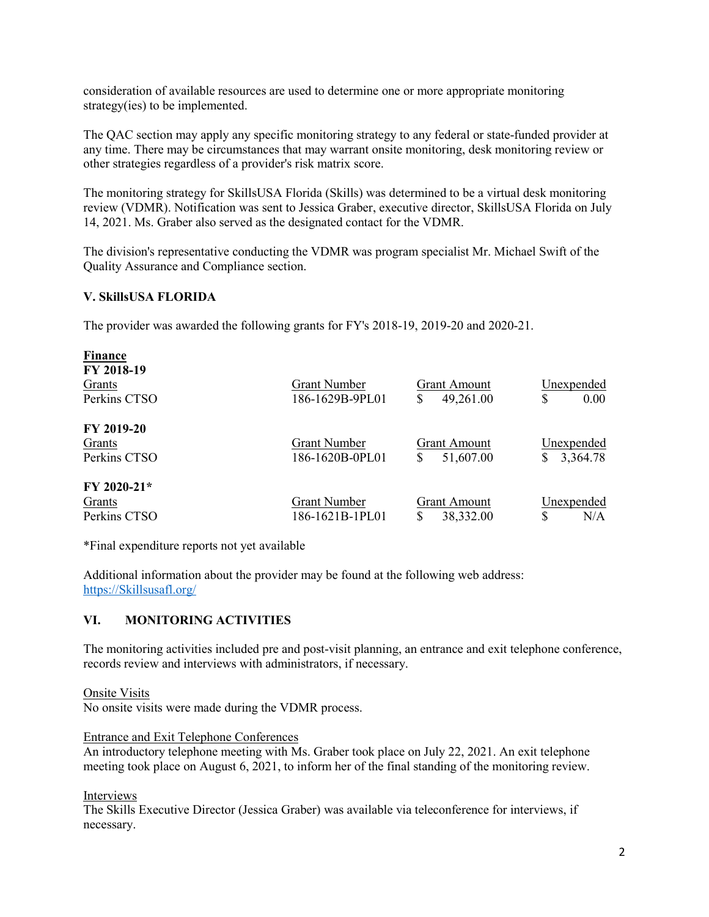consideration of available resources are used to determine one or more appropriate monitoring strategy(ies) to be implemented.

The QAC section may apply any specific monitoring strategy to any federal or state-funded provider at any time. There may be circumstances that may warrant onsite monitoring, desk monitoring review or other strategies regardless of a provider's risk matrix score.

The monitoring strategy for SkillsUSA Florida (Skills) was determined to be a virtual desk monitoring review (VDMR). Notification was sent to Jessica Graber, executive director, SkillsUSA Florida on July 14, 2021. Ms. Graber also served as the designated contact for the VDMR.

The division's representative conducting the VDMR was program specialist Mr. Michael Swift of the Quality Assurance and Compliance section.

### V. SkillsUSA FLORIDA

The provider was awarded the following grants for FY's 2018-19, 2019-20 and 2020-21.

**Finance**

**FY 2018-19**

| Grants | Grant Number | Grant Amount | Unexpended |
|---|---|---|---|
| Perkins CTSO | 186-1629B-9PL01 | $ 49,261.00 | $ 0.00 |

**FY 2019-20**

| Grants | Grant Number | Grant Amount | Unexpended |
|---|---|---|---|
| Perkins CTSO | 186-1620B-0PL01 | $ 51,607.00 | $ 3,364.78 |

**FY 2020-21***

| Grants | Grant Number | Grant Amount | Unexpended |
|---|---|---|---|
| Perkins CTSO | 186-1621B-1PL01 | $ 38,332.00 | $ N/A |

*Final expenditure reports not yet available

Additional information about the provider may be found at the following web address: https://Skillsusafl.org/

### VI. MONITORING ACTIVITIES

The monitoring activities included pre and post-visit planning, an entrance and exit telephone conference, records review and interviews with administrators, if necessary.

Onsite Visits
No onsite visits were made during the VDMR process.

Entrance and Exit Telephone Conferences
An introductory telephone meeting with Ms. Graber took place on July 22, 2021. An exit telephone meeting took place on August 6, 2021, to inform her of the final standing of the monitoring review.

Interviews
The Skills Executive Director (Jessica Graber) was available via teleconference for interviews, if necessary.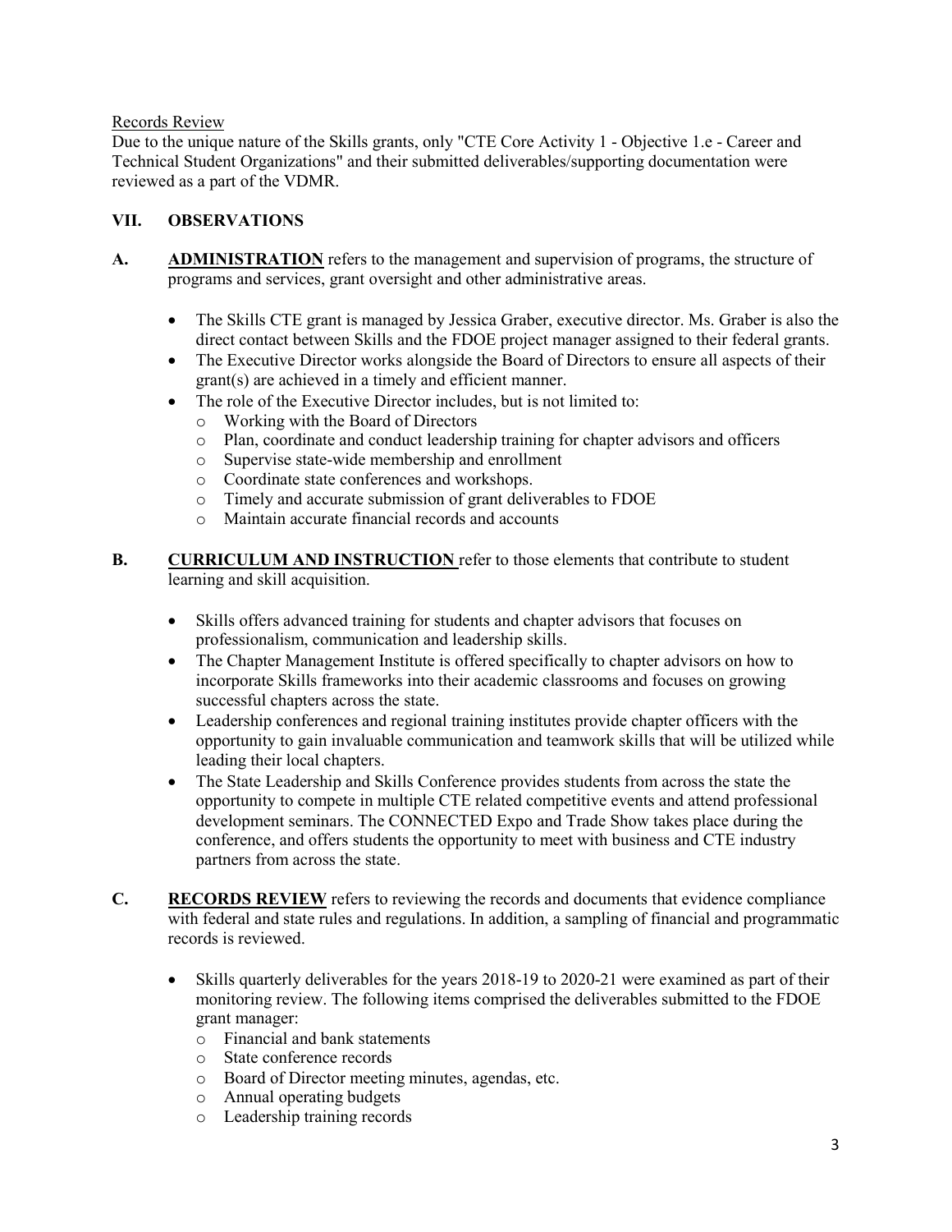Records Review

Due to the unique nature of the Skills grants, only "CTE Core Activity 1 - Objective 1.e - Career and Technical Student Organizations" and their submitted deliverables/supporting documentation were reviewed as a part of the VDMR.

## VII. OBSERVATIONS

**A. ADMINISTRATION** refers to the management and supervision of programs, the structure of programs and services, grant oversight and other administrative areas.

- The Skills CTE grant is managed by Jessica Graber, executive director. Ms. Graber is also the direct contact between Skills and the FDOE project manager assigned to their federal grants.
- The Executive Director works alongside the Board of Directors to ensure all aspects of their grant(s) are achieved in a timely and efficient manner.
- The role of the Executive Director includes, but is not limited to:
  - Working with the Board of Directors
  - Plan, coordinate and conduct leadership training for chapter advisors and officers
  - Supervise state-wide membership and enrollment
  - Coordinate state conferences and workshops.
  - Timely and accurate submission of grant deliverables to FDOE
  - Maintain accurate financial records and accounts

**B. CURRICULUM AND INSTRUCTION** refer to those elements that contribute to student learning and skill acquisition.

- Skills offers advanced training for students and chapter advisors that focuses on professionalism, communication and leadership skills.
- The Chapter Management Institute is offered specifically to chapter advisors on how to incorporate Skills frameworks into their academic classrooms and focuses on growing successful chapters across the state.
- Leadership conferences and regional training institutes provide chapter officers with the opportunity to gain invaluable communication and teamwork skills that will be utilized while leading their local chapters.
- The State Leadership and Skills Conference provides students from across the state the opportunity to compete in multiple CTE related competitive events and attend professional development seminars. The CONNECTED Expo and Trade Show takes place during the conference, and offers students the opportunity to meet with business and CTE industry partners from across the state.

**C. RECORDS REVIEW** refers to reviewing the records and documents that evidence compliance with federal and state rules and regulations. In addition, a sampling of financial and programmatic records is reviewed.

- Skills quarterly deliverables for the years 2018-19 to 2020-21 were examined as part of their monitoring review. The following items comprised the deliverables submitted to the FDOE grant manager:
  - Financial and bank statements
  - State conference records
  - Board of Director meeting minutes, agendas, etc.
  - Annual operating budgets
  - Leadership training records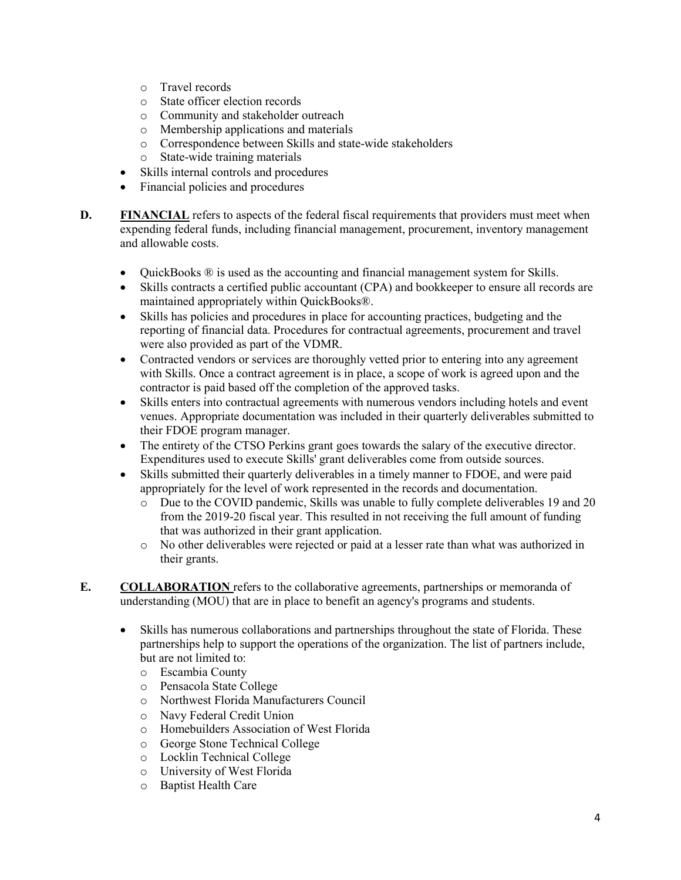- Travel records
  - State officer election records
  - Community and stakeholder outreach
  - Membership applications and materials
  - Correspondence between Skills and state-wide stakeholders
  - State-wide training materials
- Skills internal controls and procedures
- Financial policies and procedures

**D.** **FINANCIAL** refers to aspects of the federal fiscal requirements that providers must meet when expending federal funds, including financial management, procurement, inventory management and allowable costs.

- QuickBooks ® is used as the accounting and financial management system for Skills.
- Skills contracts a certified public accountant (CPA) and bookkeeper to ensure all records are maintained appropriately within QuickBooks®.
- Skills has policies and procedures in place for accounting practices, budgeting and the reporting of financial data. Procedures for contractual agreements, procurement and travel were also provided as part of the VDMR.
- Contracted vendors or services are thoroughly vetted prior to entering into any agreement with Skills. Once a contract agreement is in place, a scope of work is agreed upon and the contractor is paid based off the completion of the approved tasks.
- Skills enters into contractual agreements with numerous vendors including hotels and event venues. Appropriate documentation was included in their quarterly deliverables submitted to their FDOE program manager.
- The entirety of the CTSO Perkins grant goes towards the salary of the executive director. Expenditures used to execute Skills' grant deliverables come from outside sources.
- Skills submitted their quarterly deliverables in a timely manner to FDOE, and were paid appropriately for the level of work represented in the records and documentation.
  - Due to the COVID pandemic, Skills was unable to fully complete deliverables 19 and 20 from the 2019-20 fiscal year. This resulted in not receiving the full amount of funding that was authorized in their grant application.
  - No other deliverables were rejected or paid at a lesser rate than what was authorized in their grants.

**E.** **COLLABORATION** refers to the collaborative agreements, partnerships or memoranda of understanding (MOU) that are in place to benefit an agency's programs and students.

- Skills has numerous collaborations and partnerships throughout the state of Florida. These partnerships help to support the operations of the organization. The list of partners include, but are not limited to:
  - Escambia County
  - Pensacola State College
  - Northwest Florida Manufacturers Council
  - Navy Federal Credit Union
  - Homebuilders Association of West Florida
  - George Stone Technical College
  - Locklin Technical College
  - University of West Florida
  - Baptist Health Care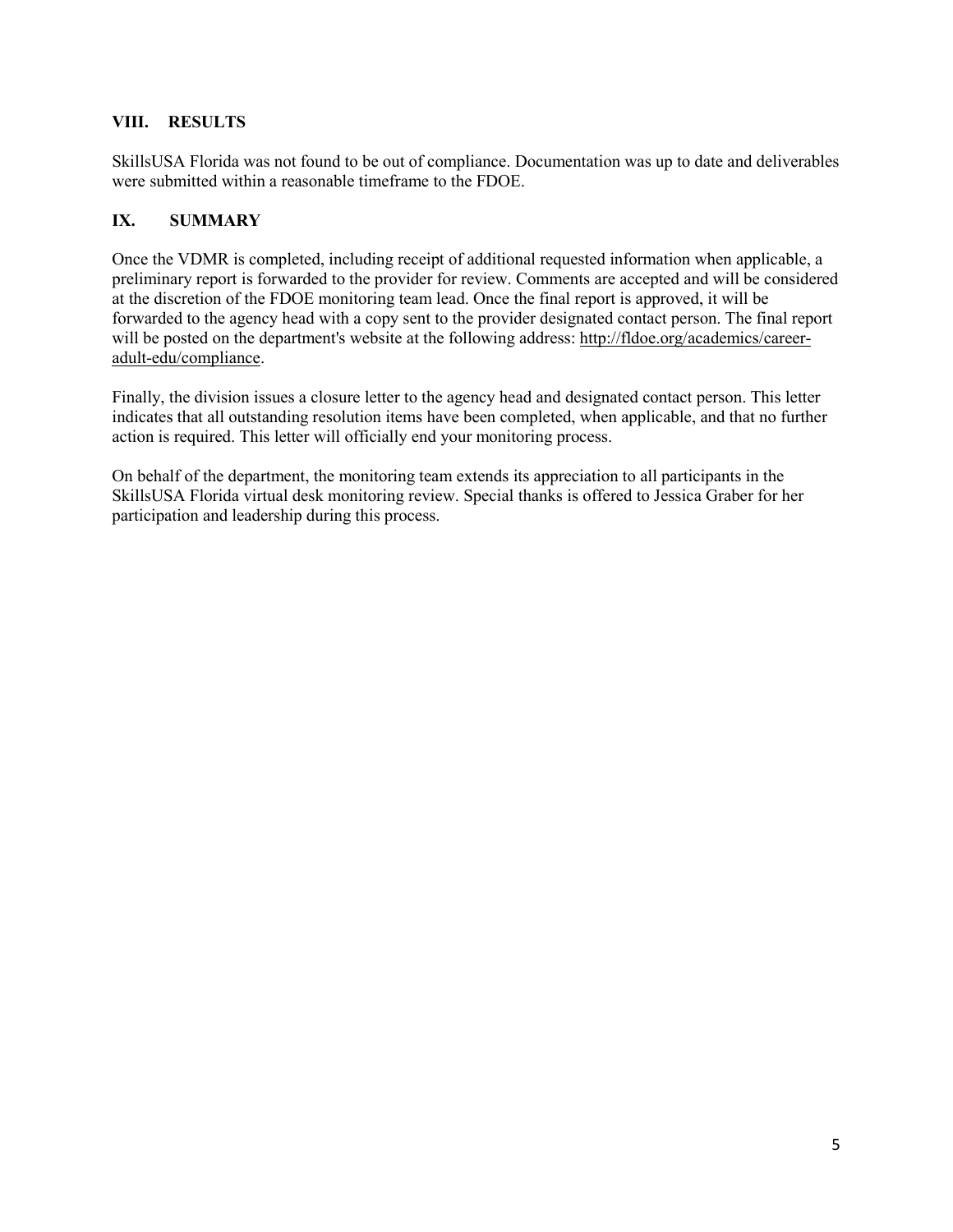## VIII. RESULTS

SkillsUSA Florida was not found to be out of compliance. Documentation was up to date and deliverables were submitted within a reasonable timeframe to the FDOE.

## IX. SUMMARY

Once the VDMR is completed, including receipt of additional requested information when applicable, a preliminary report is forwarded to the provider for review. Comments are accepted and will be considered at the discretion of the FDOE monitoring team lead. Once the final report is approved, it will be forwarded to the agency head with a copy sent to the provider designated contact person. The final report will be posted on the department's website at the following address: http://fldoe.org/academics/career-adult-edu/compliance.

Finally, the division issues a closure letter to the agency head and designated contact person. This letter indicates that all outstanding resolution items have been completed, when applicable, and that no further action is required. This letter will officially end your monitoring process.

On behalf of the department, the monitoring team extends its appreciation to all participants in the SkillsUSA Florida virtual desk monitoring review. Special thanks is offered to Jessica Graber for her participation and leadership during this process.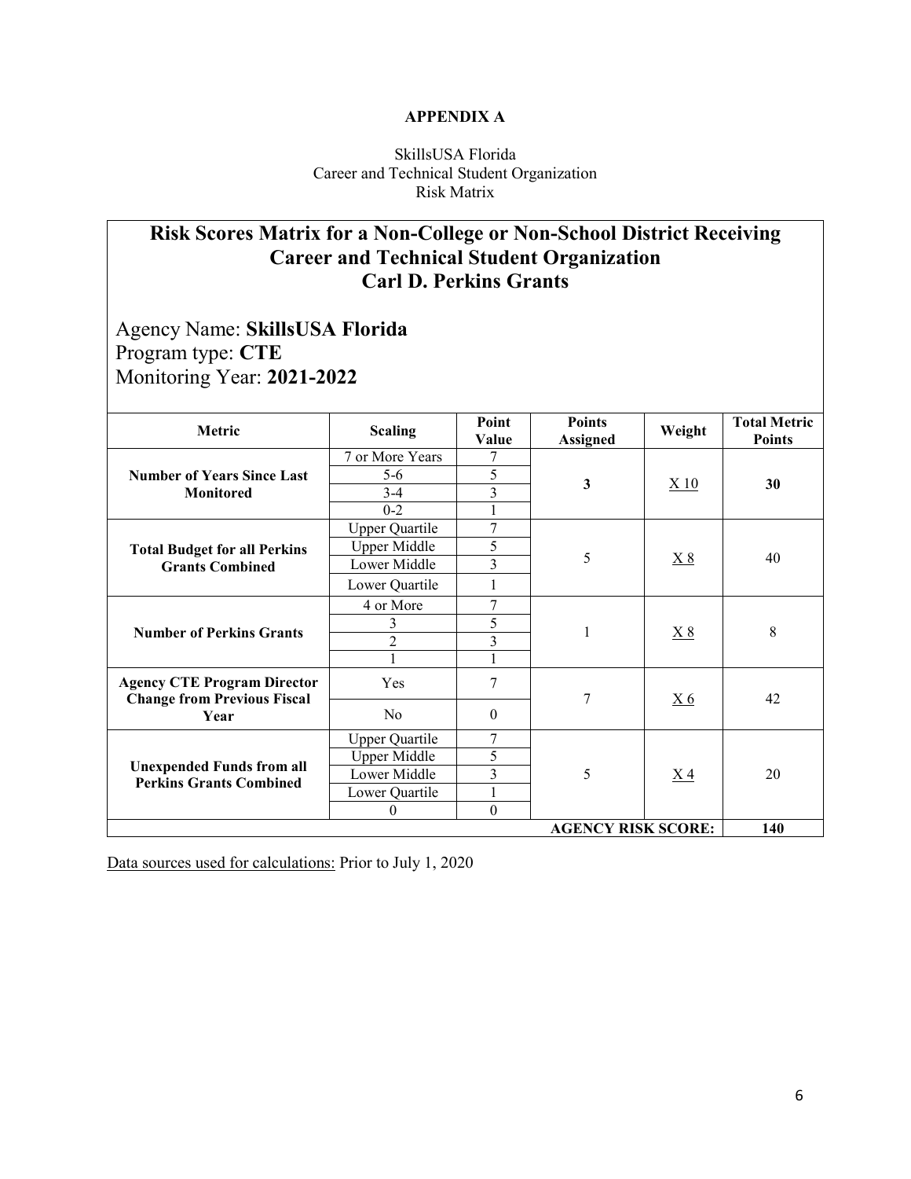**APPENDIX A**

SkillsUSA Florida
Career and Technical Student Organization
Risk Matrix

## Risk Scores Matrix for a Non-College or Non-School District Receiving Career and Technical Student Organization Carl D. Perkins Grants

Agency Name: **SkillsUSA Florida**
Program type: **CTE**
Monitoring Year: **2021-2022**

| Metric | Scaling | Point Value | Points Assigned | Weight | Total Metric Points |
|---|---|---|---|---|---|
| **Number of Years Since Last Monitored** | 7 or More Years | 7 | **3** | X 10 | **30** |
| | 5-6 | 5 | | | |
| | 3-4 | 3 | | | |
| | 0-2 | 1 | | | |
| **Total Budget for all Perkins Grants Combined** | Upper Quartile | 7 | 5 | X 8 | 40 |
| | Upper Middle | 5 | | | |
| | Lower Middle | 3 | | | |
| | Lower Quartile | 1 | | | |
| **Number of Perkins Grants** | 4 or More | 7 | 1 | X 8 | 8 |
| | 3 | 5 | | | |
| | 2 | 3 | | | |
| | 1 | 1 | | | |
| **Agency CTE Program Director Change from Previous Fiscal Year** | Yes | 7 | 7 | X 6 | 42 |
| | No | 0 | | | |
| **Unexpended Funds from all Perkins Grants Combined** | Upper Quartile | 7 | 5 | X 4 | 20 |
| | Upper Middle | 5 | | | |
| | Lower Middle | 3 | | | |
| | Lower Quartile | 1 | | | |
| | 0 | 0 | | | |
| | | | | **AGENCY RISK SCORE:** | **140** |

Data sources used for calculations: Prior to July 1, 2020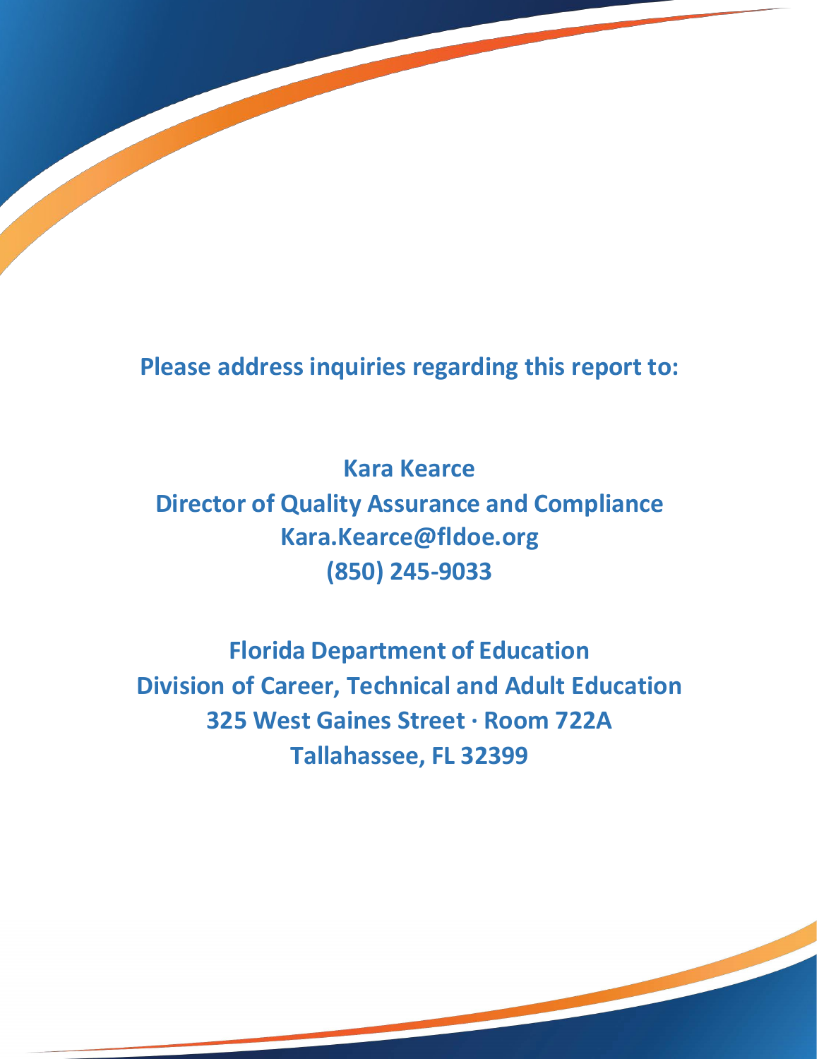**Please address inquiries regarding this report to:**

**Kara Kearce**
**Director of Quality Assurance and Compliance**
**Kara.Kearce@fldoe.org**
**(850) 245-9033**

**Florida Department of Education**
**Division of Career, Technical and Adult Education**
**325 West Gaines Street · Room 722A**
**Tallahassee, FL 32399**